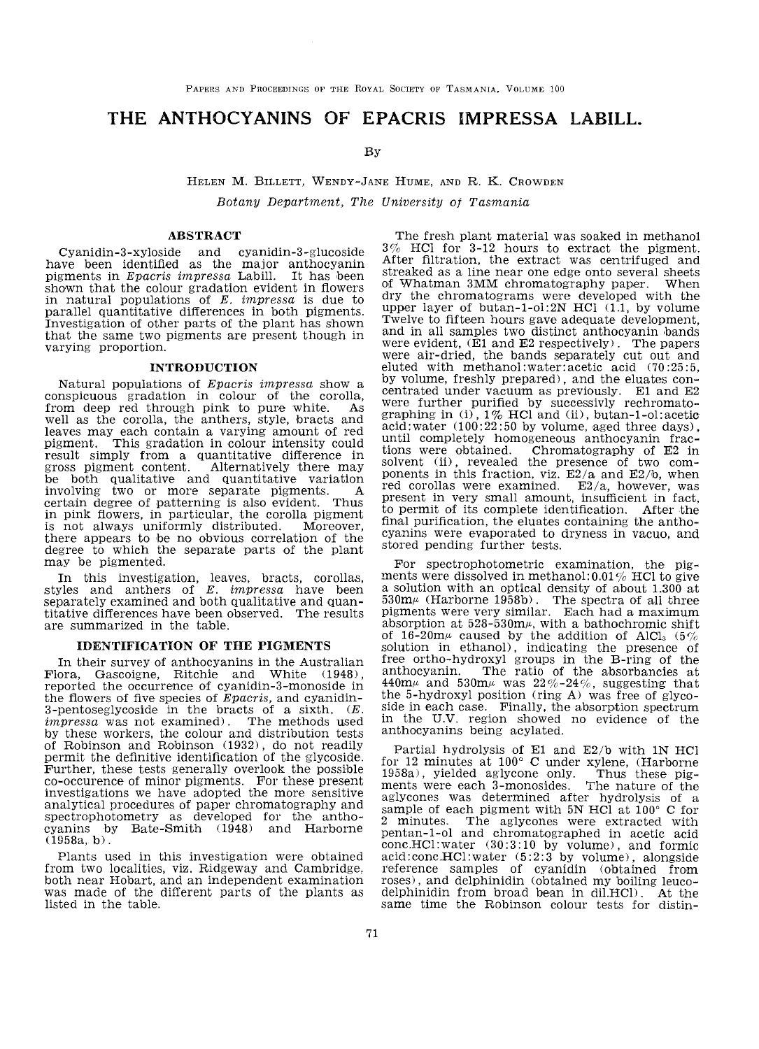# THE ANTHOCYANINS OF EPACRIS IMPRESSA LABILL.

By

HELEN M. BILLETT, WENDY-JANE HUME, AND R. K. CROWDEN

*Botany Department, The University of Tasmania*

## ABSTRACT

Cyanidin-3-xyloside and cyanidin-3-glucoside have been identified as the major anthocyanin pigments in *Epacris impressa* Labill. It has been shown that the colour gradation evident in flowers in natural populations of *E. impressa* is due to parallel quantitative differences in both pigments. Investigation of other parts of the plant has shown that the same two pigments are present though in varying proportion.

## INTRODUCTION

Natural populations of *Epacris impressa* show a conspicuous gradation in colour of the corolla, from deep red through pink to pure white. As well as the corolla, the anthers, style, bracts and leaves may each contain a varying amount of red pigment. This gradation in colour intensity could result simply from a quantitative difference in gross pigment content. Alternatively there may be both qualitative and quantitative variation involving two or more separate pigments. A certain degree of patterning is also evident. Thus in pink flowers, in particular, the corolla pigment is not always uniformly distributed. Moreover, there appears to be no obvious correlation of the degree to which the separate parts of the plant may be pigmented.

In this investigation, leaves, bracts, corollas, styles and anthers of *E. impressa* have been separately examined and both qualitative and quantitative differences have been observed. The results are summarized in the table.

## IDENTIFICATION OF THE PIGMENTS

In their survey of anthocyanins in the Australian Flora, Gascoigne, Ritchie and White (1948), reported the occurrence of cyanidin-3-monoside in the flowers of five species of *Epacris,* and cyanidin-3-pentoseglycoside in the bracts of a sixth. (*E. impressa* was not examined). The methods used by these workers, the colour and distribution tests of Robinson and Robinson (1932), do not readily permit the definitive identification of the glycoside. Further, these tests generally overlook the possible co-occurence of minor pigments. For these present investigations we have adopted the more sensitive analytical procedures of paper chromatography and spectrophotometry as developed for the anthocyanins by Bate-Smith (1948) and Harborne (1958a, b).

Plants used in this investigation were obtained from two localities, viz. Ridgeway and Cambridge, both near Hobart, and an independent examination was made of the different parts of the plants as listed in the table.

The fresh plant material was soaked in methanol 3% HCl for 3-12 hours to extract the pigment. After filtration, the extract was centrifuged and streaked as a line near one edge onto several sheets of Whatman 3MM chromatography paper. When dry the chromatograms were developed with the upper layer of butan-1-ol:2N HCl (1.1, by volume Twelve to fifteen hours gave adequate development, and in all samples two distinct anthocyanin bands were evident, (E1 and E2 respectively). The papers were air-dried, the bands separately cut out and eluted with methanol:water:acetic acid (70:25:5, by volume, freshly prepared), and the eluates concentrated under vacuum as previously. E1 and E2 were further purified by successivly rechromatographing in (i), 1% HCl and (ii), butan-1-ol:acetic acid:water (100:22:50 by volume, aged three days), until completely homogeneous anthocyanin fractions were obtained. Chromatography of E2 in solvent (ii), revealed the presence of two components in this fraction, viz. E2/a and E2/b, when red corollas were examined. E2/a, however, was present in very small amount, insufficient in fact, to permit of its complete identification. After the final purification, the eluates containing the anthocyanins were evaporated to dryness in vacuo, and stored pending further tests.

For spectrophotometric examination, the pigments were dissolved in methanol:0.01% HCl to give a solution with an optical density of about 1.300 at 530mμ (Harborne 1958b). The spectra of all three pigments were very similar. Each had a maximum absorption at 528-530mμ, with a bathochromic shift of 16-20mμ caused by the addition of $AlCl_3$ (5% solution in ethanol), indicating the presence of free ortho-hydroxyl groups in the B-ring of the anthocyanin. The ratio of the absorbancies at 440mμ and 530mμ was 22%-24%, suggesting that the 5-hydroxyl position (ring A) was free of glycoside in each case. Finally, the absorption spectrum in the U.V. region showed no evidence of the anthocyanins being acylated.

Partial hydrolysis of E1 and E2/b with 1N HCl for 12 minutes at 100° C under xylene, (Harborne 1958a), yielded aglycone only. Thus these pigments were each 3-monosides. The nature of the aglycones was determined after hydrolysis of a sample of each pigment with 5N HCl at 100° C for 2 minutes. The aglycones were extracted with pentan-1-ol and chromatographed in acetic acid conc.HCl:water (30:3:10 by volume), and formic acid:conc.HCl:water (5:2:3 by volume), alongside reference samples of cyanidin (obtained from roses), and delphinidin (obtained my boiling leucodelphinidin from broad bean in dil.HCl). At the same time the Robinson colour tests for distin-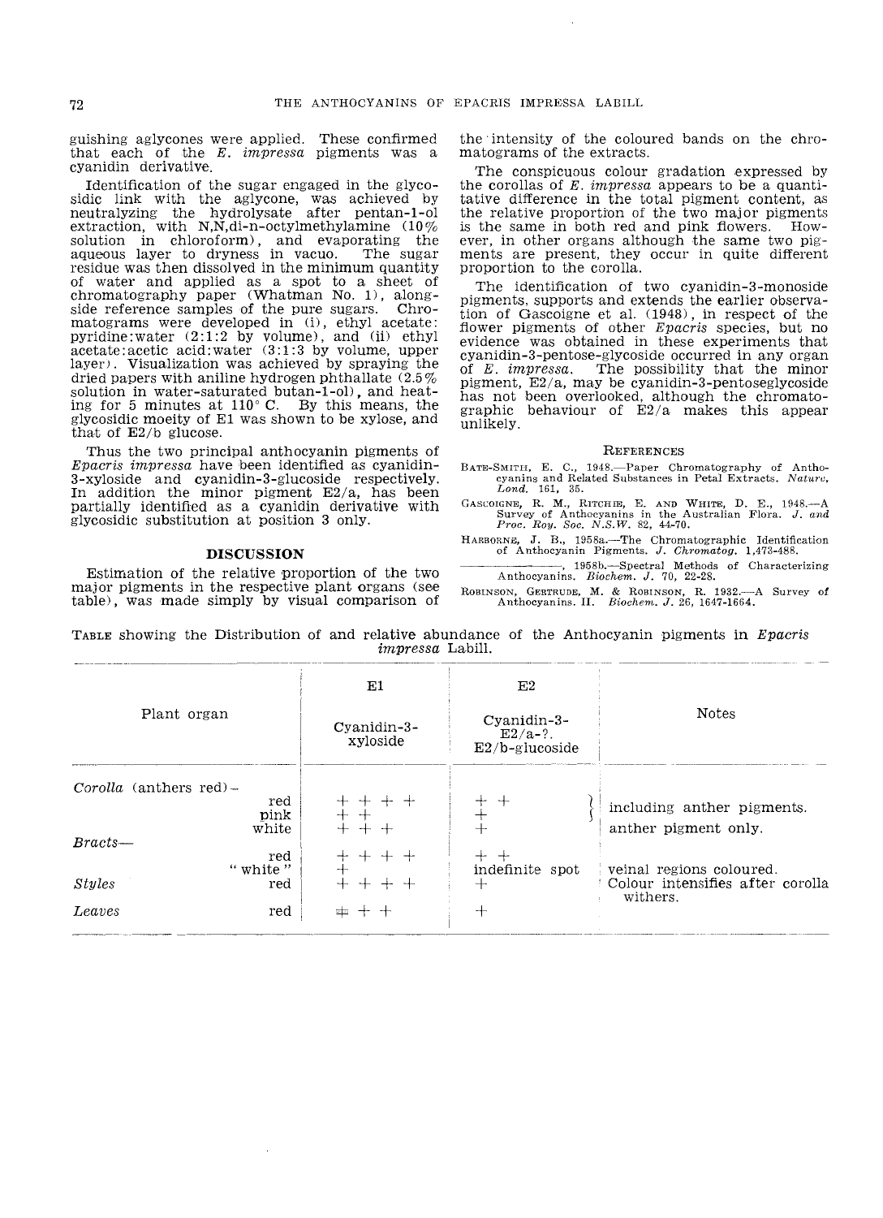guishing aglycones were applied. These confirmed that each of the *E. impressa* pigments was a cyanidin derivative.

Identification of the sugar engaged in the glycosidic link with the aglycone, was achieved by neutralizing the hydrolysate after pentan-1-ol extraction, with N,N,di-n-octylmethylamine (10% solution in chloroform), and evaporating the aqueous layer to dryness in vacuo. The sugar residue was then dissolved in the minimum quantity of water and applied as a spot to a sheet of chromatography paper (Whatman No. 1), alongside reference samples of the pure sugars. Chromatograms were developed in (i), ethyl acetate: pyridine:water (2:1:2 by volume), and (ii) ethyl acetate:acetic acid:water (3:1:3 by volume, upper layer). Visualization was achieved by spraying the dried papers with aniline hydrogen phthallate (2.5% solution in water-saturated butan-1-ol), and heating for 5 minutes at 110° C. By this means, the glycosidic moeity of E1 was shown to be xylose, and that of E2/b glucose.

Thus the two principal anthocyanin pigments of *Epacris impressa* have been identified as cyanidin-3-xyloside and cyanidin-3-glucoside respectively. In addition the minor pigment E2/a, has been partially identified as a cyanidin derivative with glycosidic substitution at position 3 only.

## DISCUSSION

Estimation of the relative proportion of the two major pigments in the respective plant organs (see table), was made simply by visual comparison of the intensity of the coloured bands on the chromatograms of the extracts.

The conspicuous colour gradation expressed by the corollas of *E. impressa* appears to be a quantitative difference in the total pigment content, as the relative proportion of the two major pigments is the same in both red and pink flowers. However, in other organs although the same two pigments are present, they occur in quite different proportion to the corolla.

The identification of two cyanidin-3-monoside pigments, supports and extends the earlier observation of Gascoigne et al. (1948), in respect of the flower pigments of other *Epacris* species, but no evidence was obtained in these experiments that cyanidin-3-pentose-glycoside occurred in any organ of *E. impressa*. The possibility that the minor pigment, E2/a, may be cyanidin-3-pentoseglycoside has not been overlooked, although the chromatographic behaviour of E2/a makes this appear unlikely.

### References

Bate-Smith, E. C., 1948.—Paper Chromatography of Anthocyanins and Related Substances in Petal Extracts. *Nature, Lond.* 161, 35.

Gascoigne, R. M., Ritchie, E. and White, D. E., 1948.—A Survey of Anthocyanins in the Australian Flora. *J. and Proc. Roy. Soc. N.S.W.* 82, 44-70.

Harborne, J. B., 1958a.—The Chromatographic Identification of Anthocyanin Pigments. *J. Chromatog.* 1,473-488.

————, 1958b.—Spectral Methods of Characterizing Anthocyanins. *Biochem. J.* 70, 22-28.

Robinson, Gertrude, M. & Robinson, R. 1932.—A Survey of Anthocyanins. II. *Biochem. J.* 26, 1647-1664.

Table showing the Distribution of and relative abundance of the Anthocyanin pigments in *Epacris impressa* Labill.

| Plant organ | | E1 Cyanidin-3-xyloside | E2 Cyanidin-3-E2/a-?. E2/b-glucoside | Notes |
|---|---|---|---|---|
| *Corolla* (anthers red)— | red | + + + + | + + | including anther pigments. |
| | pink | + + | + | including anther pigments. |
| | white | + + + | + | anther pigment only. |
| *Bracts*— | red | + + + + | + + | |
| | "white" | + | indefinite spot | veinal regions coloured. |
| *Styles* | red | + + + + | + | Colour intensifies after corolla withers. |
| *Leaves* | red | ± + + | + | |